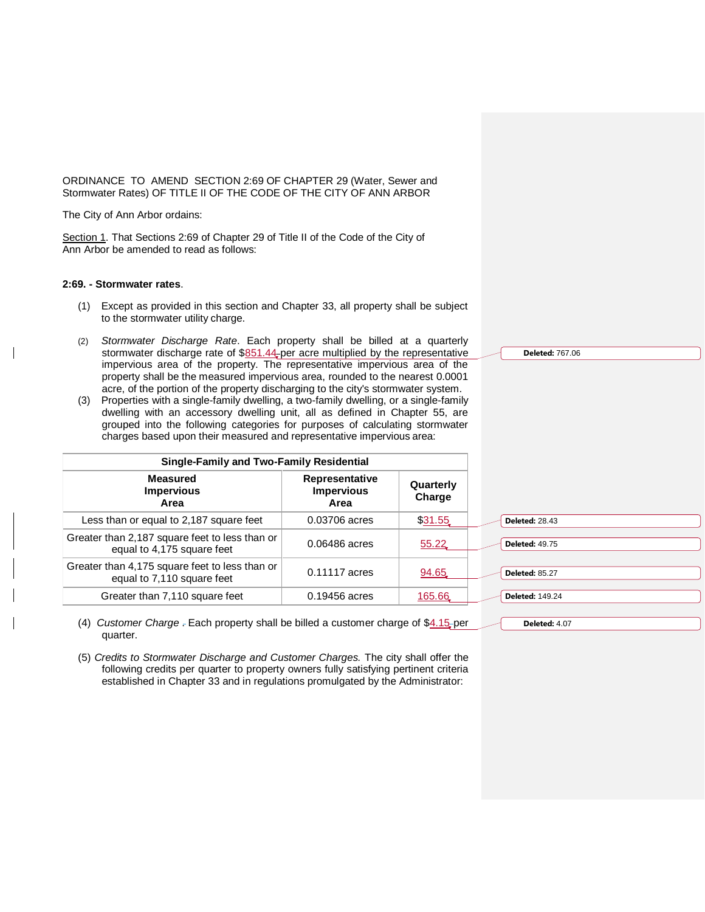ORDINANCE TO AMEND SECTION 2:69 OF CHAPTER 29 (Water, Sewer and Stormwater Rates) OF TITLE II OF THE CODE OF THE CITY OF ANN ARBOR

The City of Ann Arbor ordains:

Section 1. That Sections 2:69 of Chapter 29 of Title II of the Code of the City of Ann Arbor be amended to read as follows:

**2:69. - Stormwater rates**.

(1) Except as provided in this section and Chapter 33, all property shall be subject to the stormwater utility charge.

(2) *Stormwater Discharge Rate*. Each property shall be billed at a quarterly stormwater discharge rate of $851.44 per acre multiplied by the representative impervious area of the property. The representative impervious area of the property shall be the measured impervious area, rounded to the nearest 0.0001 acre, of the portion of the property discharging to the city's stormwater system.

(3) Properties with a single-family dwelling, a two-family dwelling, or a single-family dwelling with an accessory dwelling unit, all as defined in Chapter 55, are grouped into the following categories for purposes of calculating stormwater charges based upon their measured and representative impervious area:

| **Single-Family and Two-Family Residential** | | |
|---|---|---|
| **Measured Impervious Area** | **Representative Impervious Area** | **Quarterly Charge** |
| Less than or equal to 2,187 square feet | 0.03706 acres | $31.55 |
| Greater than 2,187 square feet to less than or equal to 4,175 square feet | 0.06486 acres | 55.22 |
| Greater than 4,175 square feet to less than or equal to 7,110 square feet | 0.11117 acres | 94.65 |
| Greater than 7,110 square feet | 0.19456 acres | 165.66 |

(4) *Customer Charge* . Each property shall be billed a customer charge of $4.15 per quarter.

(5) *Credits to Stormwater Discharge and Customer Charges.* The city shall offer the following credits per quarter to property owners fully satisfying pertinent criteria established in Chapter 33 and in regulations promulgated by the Administrator:

Deleted: 767.06

Deleted: 28.43

Deleted: 49.75

Deleted: 85.27

Deleted: 149.24

Deleted: 4.07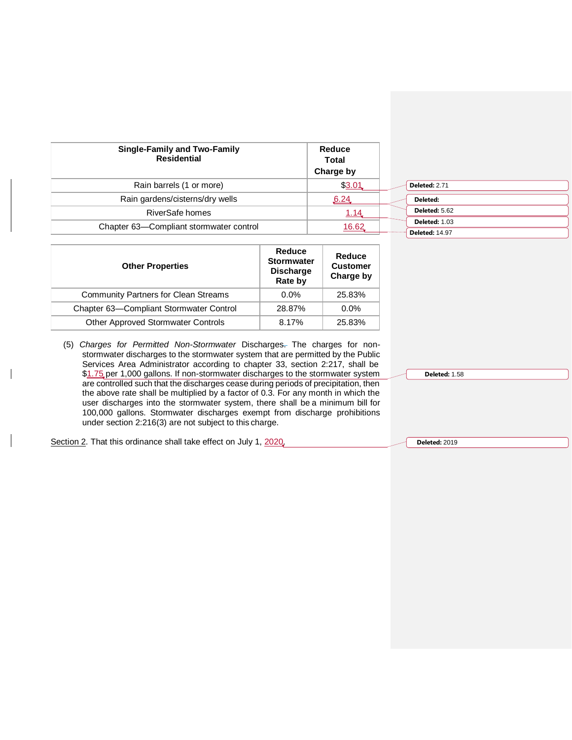| Single-Family and Two-Family Residential | Reduce Total Charge by |
|---|---|
| Rain barrels (1 or more) | $3.01 |
| Rain gardens/cisterns/dry wells | 6.24 |
| RiverSafe homes | 1.14 |
| Chapter 63—Compliant stormwater control | 16.62 |

| Other Properties | Reduce Stormwater Discharge Rate by | Reduce Customer Charge by |
|---|---|---|
| Community Partners for Clean Streams | 0.0% | 25.83% |
| Chapter 63—Compliant Stormwater Control | 28.87% | 0.0% |
| Other Approved Stormwater Controls | 8.17% | 25.83% |

(5) *Charges for Permitted Non-Stormwater* Discharges. The charges for non-stormwater discharges to the stormwater system that are permitted by the Public Services Area Administrator according to chapter 33, section 2:217, shall be $1.75 per 1,000 gallons. If non-stormwater discharges to the stormwater system are controlled such that the discharges cease during periods of precipitation, then the above rate shall be multiplied by a factor of 0.3. For any month in which the user discharges into the stormwater system, there shall be a minimum bill for 100,000 gallons. Stormwater discharges exempt from discharge prohibitions under section 2:216(3) are not subject to this charge.

Section 2. That this ordinance shall take effect on July 1, 2020.

Deleted: 2.71

Deleted:

Deleted: 5.62

Deleted: 1.03

Deleted: 14.97

Deleted: 1.58

Deleted: 2019